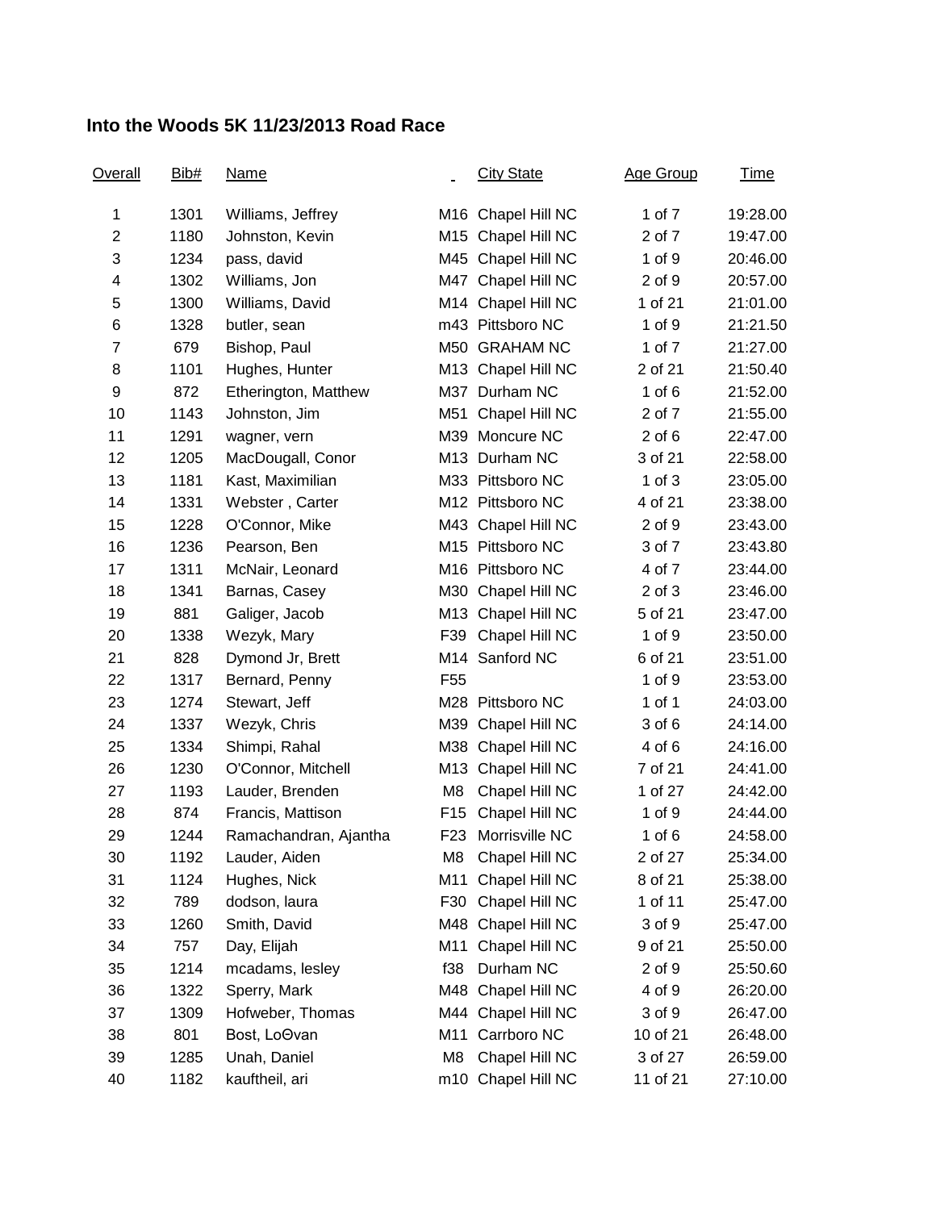**Into the Woods 5K 11/23/2013 Road Race**

| Overall | Bib# | Name | | City State | Age Group | Time |
|---|---|---|---|---|---|---|
| 1 | 1301 | Williams, Jeffrey | M16 | Chapel Hill NC | 1 of 7 | 19:28.00 |
| 2 | 1180 | Johnston, Kevin | M15 | Chapel Hill NC | 2 of 7 | 19:47.00 |
| 3 | 1234 | pass, david | M45 | Chapel Hill NC | 1 of 9 | 20:46.00 |
| 4 | 1302 | Williams, Jon | M47 | Chapel Hill NC | 2 of 9 | 20:57.00 |
| 5 | 1300 | Williams, David | M14 | Chapel Hill NC | 1 of 21 | 21:01.00 |
| 6 | 1328 | butler, sean | m43 | Pittsboro NC | 1 of 9 | 21:21.50 |
| 7 | 679 | Bishop, Paul | M50 | GRAHAM NC | 1 of 7 | 21:27.00 |
| 8 | 1101 | Hughes, Hunter | M13 | Chapel Hill NC | 2 of 21 | 21:50.40 |
| 9 | 872 | Etherington, Matthew | M37 | Durham NC | 1 of 6 | 21:52.00 |
| 10 | 1143 | Johnston, Jim | M51 | Chapel Hill NC | 2 of 7 | 21:55.00 |
| 11 | 1291 | wagner, vern | M39 | Moncure NC | 2 of 6 | 22:47.00 |
| 12 | 1205 | MacDougall, Conor | M13 | Durham NC | 3 of 21 | 22:58.00 |
| 13 | 1181 | Kast, Maximilian | M33 | Pittsboro NC | 1 of 3 | 23:05.00 |
| 14 | 1331 | Webster , Carter | M12 | Pittsboro NC | 4 of 21 | 23:38.00 |
| 15 | 1228 | O'Connor, Mike | M43 | Chapel Hill NC | 2 of 9 | 23:43.00 |
| 16 | 1236 | Pearson, Ben | M15 | Pittsboro NC | 3 of 7 | 23:43.80 |
| 17 | 1311 | McNair, Leonard | M16 | Pittsboro NC | 4 of 7 | 23:44.00 |
| 18 | 1341 | Barnas, Casey | M30 | Chapel Hill NC | 2 of 3 | 23:46.00 |
| 19 | 881 | Galiger, Jacob | M13 | Chapel Hill NC | 5 of 21 | 23:47.00 |
| 20 | 1338 | Wezyk, Mary | F39 | Chapel Hill NC | 1 of 9 | 23:50.00 |
| 21 | 828 | Dymond Jr, Brett | M14 | Sanford NC | 6 of 21 | 23:51.00 |
| 22 | 1317 | Bernard, Penny | F55 | | 1 of 9 | 23:53.00 |
| 23 | 1274 | Stewart, Jeff | M28 | Pittsboro NC | 1 of 1 | 24:03.00 |
| 24 | 1337 | Wezyk, Chris | M39 | Chapel Hill NC | 3 of 6 | 24:14.00 |
| 25 | 1334 | Shimpi, Rahal | M38 | Chapel Hill NC | 4 of 6 | 24:16.00 |
| 26 | 1230 | O'Connor, Mitchell | M13 | Chapel Hill NC | 7 of 21 | 24:41.00 |
| 27 | 1193 | Lauder, Brenden | M8 | Chapel Hill NC | 1 of 27 | 24:42.00 |
| 28 | 874 | Francis, Mattison | F15 | Chapel Hill NC | 1 of 9 | 24:44.00 |
| 29 | 1244 | Ramachandran, Ajantha | F23 | Morrisville NC | 1 of 6 | 24:58.00 |
| 30 | 1192 | Lauder, Aiden | M8 | Chapel Hill NC | 2 of 27 | 25:34.00 |
| 31 | 1124 | Hughes, Nick | M11 | Chapel Hill NC | 8 of 21 | 25:38.00 |
| 32 | 789 | dodson, laura | F30 | Chapel Hill NC | 1 of 11 | 25:47.00 |
| 33 | 1260 | Smith, David | M48 | Chapel Hill NC | 3 of 9 | 25:47.00 |
| 34 | 757 | Day, Elijah | M11 | Chapel Hill NC | 9 of 21 | 25:50.00 |
| 35 | 1214 | mcadams, lesley | f38 | Durham NC | 2 of 9 | 25:50.60 |
| 36 | 1322 | Sperry, Mark | M48 | Chapel Hill NC | 4 of 9 | 26:20.00 |
| 37 | 1309 | Hofweber, Thomas | M44 | Chapel Hill NC | 3 of 9 | 26:47.00 |
| 38 | 801 | Bost, LoΘvan | M11 | Carrboro NC | 10 of 21 | 26:48.00 |
| 39 | 1285 | Unah, Daniel | M8 | Chapel Hill NC | 3 of 27 | 26:59.00 |
| 40 | 1182 | kauftheil, ari | m10 | Chapel Hill NC | 11 of 21 | 27:10.00 |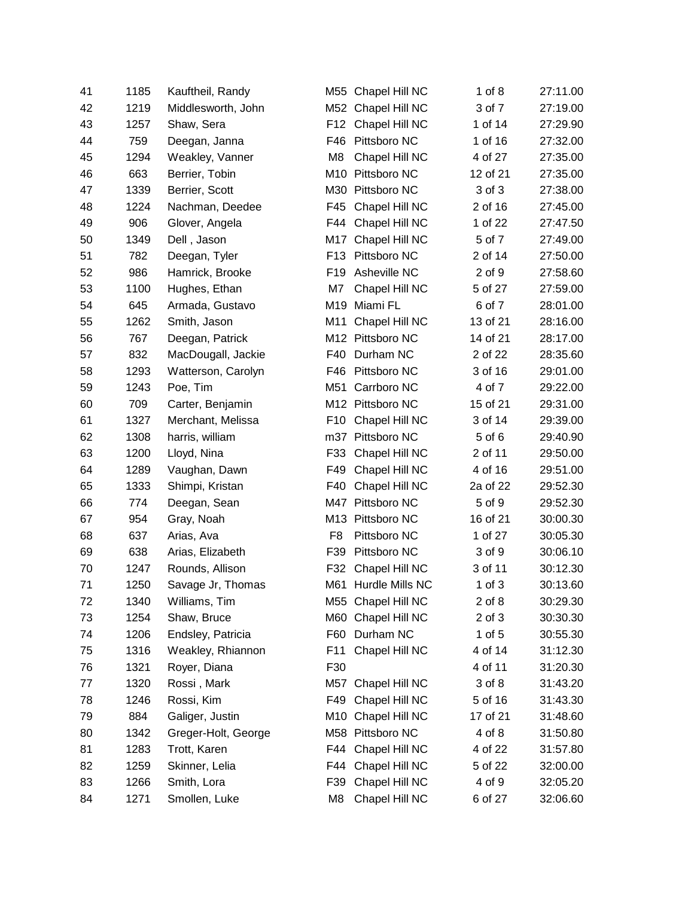| | | | | | | |
|---|---|---|---|---|---|---|
| 41 | 1185 | Kauftheil, Randy | M55 | Chapel Hill NC | 1 of 8 | 27:11.00 |
| 42 | 1219 | Middlesworth, John | M52 | Chapel Hill NC | 3 of 7 | 27:19.00 |
| 43 | 1257 | Shaw, Sera | F12 | Chapel Hill NC | 1 of 14 | 27:29.90 |
| 44 | 759 | Deegan, Janna | F46 | Pittsboro NC | 1 of 16 | 27:32.00 |
| 45 | 1294 | Weakley, Vanner | M8 | Chapel Hill NC | 4 of 27 | 27:35.00 |
| 46 | 663 | Berrier, Tobin | M10 | Pittsboro NC | 12 of 21 | 27:35.00 |
| 47 | 1339 | Berrier, Scott | M30 | Pittsboro NC | 3 of 3 | 27:38.00 |
| 48 | 1224 | Nachman, Deedee | F45 | Chapel Hill NC | 2 of 16 | 27:45.00 |
| 49 | 906 | Glover, Angela | F44 | Chapel Hill NC | 1 of 22 | 27:47.50 |
| 50 | 1349 | Dell , Jason | M17 | Chapel Hill NC | 5 of 7 | 27:49.00 |
| 51 | 782 | Deegan, Tyler | F13 | Pittsboro NC | 2 of 14 | 27:50.00 |
| 52 | 986 | Hamrick, Brooke | F19 | Asheville NC | 2 of 9 | 27:58.60 |
| 53 | 1100 | Hughes, Ethan | M7 | Chapel Hill NC | 5 of 27 | 27:59.00 |
| 54 | 645 | Armada, Gustavo | M19 | Miami FL | 6 of 7 | 28:01.00 |
| 55 | 1262 | Smith, Jason | M11 | Chapel Hill NC | 13 of 21 | 28:16.00 |
| 56 | 767 | Deegan, Patrick | M12 | Pittsboro NC | 14 of 21 | 28:17.00 |
| 57 | 832 | MacDougall, Jackie | F40 | Durham NC | 2 of 22 | 28:35.60 |
| 58 | 1293 | Watterson, Carolyn | F46 | Pittsboro NC | 3 of 16 | 29:01.00 |
| 59 | 1243 | Poe, Tim | M51 | Carrboro NC | 4 of 7 | 29:22.00 |
| 60 | 709 | Carter, Benjamin | M12 | Pittsboro NC | 15 of 21 | 29:31.00 |
| 61 | 1327 | Merchant, Melissa | F10 | Chapel Hill NC | 3 of 14 | 29:39.00 |
| 62 | 1308 | harris, william | m37 | Pittsboro NC | 5 of 6 | 29:40.90 |
| 63 | 1200 | Lloyd, Nina | F33 | Chapel Hill NC | 2 of 11 | 29:50.00 |
| 64 | 1289 | Vaughan, Dawn | F49 | Chapel Hill NC | 4 of 16 | 29:51.00 |
| 65 | 1333 | Shimpi, Kristan | F40 | Chapel Hill NC | 2a of 22 | 29:52.30 |
| 66 | 774 | Deegan, Sean | M47 | Pittsboro NC | 5 of 9 | 29:52.30 |
| 67 | 954 | Gray, Noah | M13 | Pittsboro NC | 16 of 21 | 30:00.30 |
| 68 | 637 | Arias, Ava | F8 | Pittsboro NC | 1 of 27 | 30:05.30 |
| 69 | 638 | Arias, Elizabeth | F39 | Pittsboro NC | 3 of 9 | 30:06.10 |
| 70 | 1247 | Rounds, Allison | F32 | Chapel Hill NC | 3 of 11 | 30:12.30 |
| 71 | 1250 | Savage Jr, Thomas | M61 | Hurdle Mills NC | 1 of 3 | 30:13.60 |
| 72 | 1340 | Williams, Tim | M55 | Chapel Hill NC | 2 of 8 | 30:29.30 |
| 73 | 1254 | Shaw, Bruce | M60 | Chapel Hill NC | 2 of 3 | 30:30.30 |
| 74 | 1206 | Endsley, Patricia | F60 | Durham NC | 1 of 5 | 30:55.30 |
| 75 | 1316 | Weakley, Rhiannon | F11 | Chapel Hill NC | 4 of 14 | 31:12.30 |
| 76 | 1321 | Royer, Diana | F30 | | 4 of 11 | 31:20.30 |
| 77 | 1320 | Rossi , Mark | M57 | Chapel Hill NC | 3 of 8 | 31:43.20 |
| 78 | 1246 | Rossi, Kim | F49 | Chapel Hill NC | 5 of 16 | 31:43.30 |
| 79 | 884 | Galiger, Justin | M10 | Chapel Hill NC | 17 of 21 | 31:48.60 |
| 80 | 1342 | Greger-Holt, George | M58 | Pittsboro NC | 4 of 8 | 31:50.80 |
| 81 | 1283 | Trott, Karen | F44 | Chapel Hill NC | 4 of 22 | 31:57.80 |
| 82 | 1259 | Skinner, Lelia | F44 | Chapel Hill NC | 5 of 22 | 32:00.00 |
| 83 | 1266 | Smith, Lora | F39 | Chapel Hill NC | 4 of 9 | 32:05.20 |
| 84 | 1271 | Smollen, Luke | M8 | Chapel Hill NC | 6 of 27 | 32:06.60 |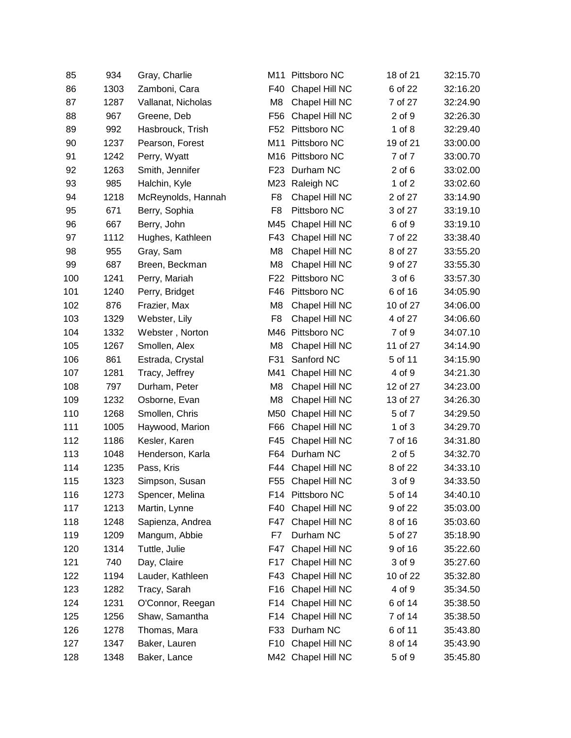| | | | | | | |
|---|---|---|---|---|---|---|
| 85 | 934 | Gray, Charlie | M11 | Pittsboro NC | 18 of 21 | 32:15.70 |
| 86 | 1303 | Zamboni, Cara | F40 | Chapel Hill NC | 6 of 22 | 32:16.20 |
| 87 | 1287 | Vallanat, Nicholas | M8 | Chapel Hill NC | 7 of 27 | 32:24.90 |
| 88 | 967 | Greene, Deb | F56 | Chapel Hill NC | 2 of 9 | 32:26.30 |
| 89 | 992 | Hasbrouck, Trish | F52 | Pittsboro NC | 1 of 8 | 32:29.40 |
| 90 | 1237 | Pearson, Forest | M11 | Pittsboro NC | 19 of 21 | 33:00.00 |
| 91 | 1242 | Perry, Wyatt | M16 | Pittsboro NC | 7 of 7 | 33:00.70 |
| 92 | 1263 | Smith, Jennifer | F23 | Durham NC | 2 of 6 | 33:02.00 |
| 93 | 985 | Halchin, Kyle | M23 | Raleigh NC | 1 of 2 | 33:02.60 |
| 94 | 1218 | McReynolds, Hannah | F8 | Chapel Hill NC | 2 of 27 | 33:14.90 |
| 95 | 671 | Berry, Sophia | F8 | Pittsboro NC | 3 of 27 | 33:19.10 |
| 96 | 667 | Berry, John | M45 | Chapel Hill NC | 6 of 9 | 33:19.10 |
| 97 | 1112 | Hughes, Kathleen | F43 | Chapel Hill NC | 7 of 22 | 33:38.40 |
| 98 | 955 | Gray, Sam | M8 | Chapel Hill NC | 8 of 27 | 33:55.20 |
| 99 | 687 | Breen, Beckman | M8 | Chapel Hill NC | 9 of 27 | 33:55.30 |
| 100 | 1241 | Perry, Mariah | F22 | Pittsboro NC | 3 of 6 | 33:57.30 |
| 101 | 1240 | Perry, Bridget | F46 | Pittsboro NC | 6 of 16 | 34:05.90 |
| 102 | 876 | Frazier, Max | M8 | Chapel Hill NC | 10 of 27 | 34:06.00 |
| 103 | 1329 | Webster, Lily | F8 | Chapel Hill NC | 4 of 27 | 34:06.60 |
| 104 | 1332 | Webster , Norton | M46 | Pittsboro NC | 7 of 9 | 34:07.10 |
| 105 | 1267 | Smollen, Alex | M8 | Chapel Hill NC | 11 of 27 | 34:14.90 |
| 106 | 861 | Estrada, Crystal | F31 | Sanford NC | 5 of 11 | 34:15.90 |
| 107 | 1281 | Tracy, Jeffrey | M41 | Chapel Hill NC | 4 of 9 | 34:21.30 |
| 108 | 797 | Durham, Peter | M8 | Chapel Hill NC | 12 of 27 | 34:23.00 |
| 109 | 1232 | Osborne, Evan | M8 | Chapel Hill NC | 13 of 27 | 34:26.30 |
| 110 | 1268 | Smollen, Chris | M50 | Chapel Hill NC | 5 of 7 | 34:29.50 |
| 111 | 1005 | Haywood, Marion | F66 | Chapel Hill NC | 1 of 3 | 34:29.70 |
| 112 | 1186 | Kesler, Karen | F45 | Chapel Hill NC | 7 of 16 | 34:31.80 |
| 113 | 1048 | Henderson, Karla | F64 | Durham NC | 2 of 5 | 34:32.70 |
| 114 | 1235 | Pass, Kris | F44 | Chapel Hill NC | 8 of 22 | 34:33.10 |
| 115 | 1323 | Simpson, Susan | F55 | Chapel Hill NC | 3 of 9 | 34:33.50 |
| 116 | 1273 | Spencer, Melina | F14 | Pittsboro NC | 5 of 14 | 34:40.10 |
| 117 | 1213 | Martin, Lynne | F40 | Chapel Hill NC | 9 of 22 | 35:03.00 |
| 118 | 1248 | Sapienza, Andrea | F47 | Chapel Hill NC | 8 of 16 | 35:03.60 |
| 119 | 1209 | Mangum, Abbie | F7 | Durham NC | 5 of 27 | 35:18.90 |
| 120 | 1314 | Tuttle, Julie | F47 | Chapel Hill NC | 9 of 16 | 35:22.60 |
| 121 | 740 | Day, Claire | F17 | Chapel Hill NC | 3 of 9 | 35:27.60 |
| 122 | 1194 | Lauder, Kathleen | F43 | Chapel Hill NC | 10 of 22 | 35:32.80 |
| 123 | 1282 | Tracy, Sarah | F16 | Chapel Hill NC | 4 of 9 | 35:34.50 |
| 124 | 1231 | O'Connor, Reegan | F14 | Chapel Hill NC | 6 of 14 | 35:38.50 |
| 125 | 1256 | Shaw, Samantha | F14 | Chapel Hill NC | 7 of 14 | 35:38.50 |
| 126 | 1278 | Thomas, Mara | F33 | Durham NC | 6 of 11 | 35:43.80 |
| 127 | 1347 | Baker, Lauren | F10 | Chapel Hill NC | 8 of 14 | 35:43.90 |
| 128 | 1348 | Baker, Lance | M42 | Chapel Hill NC | 5 of 9 | 35:45.80 |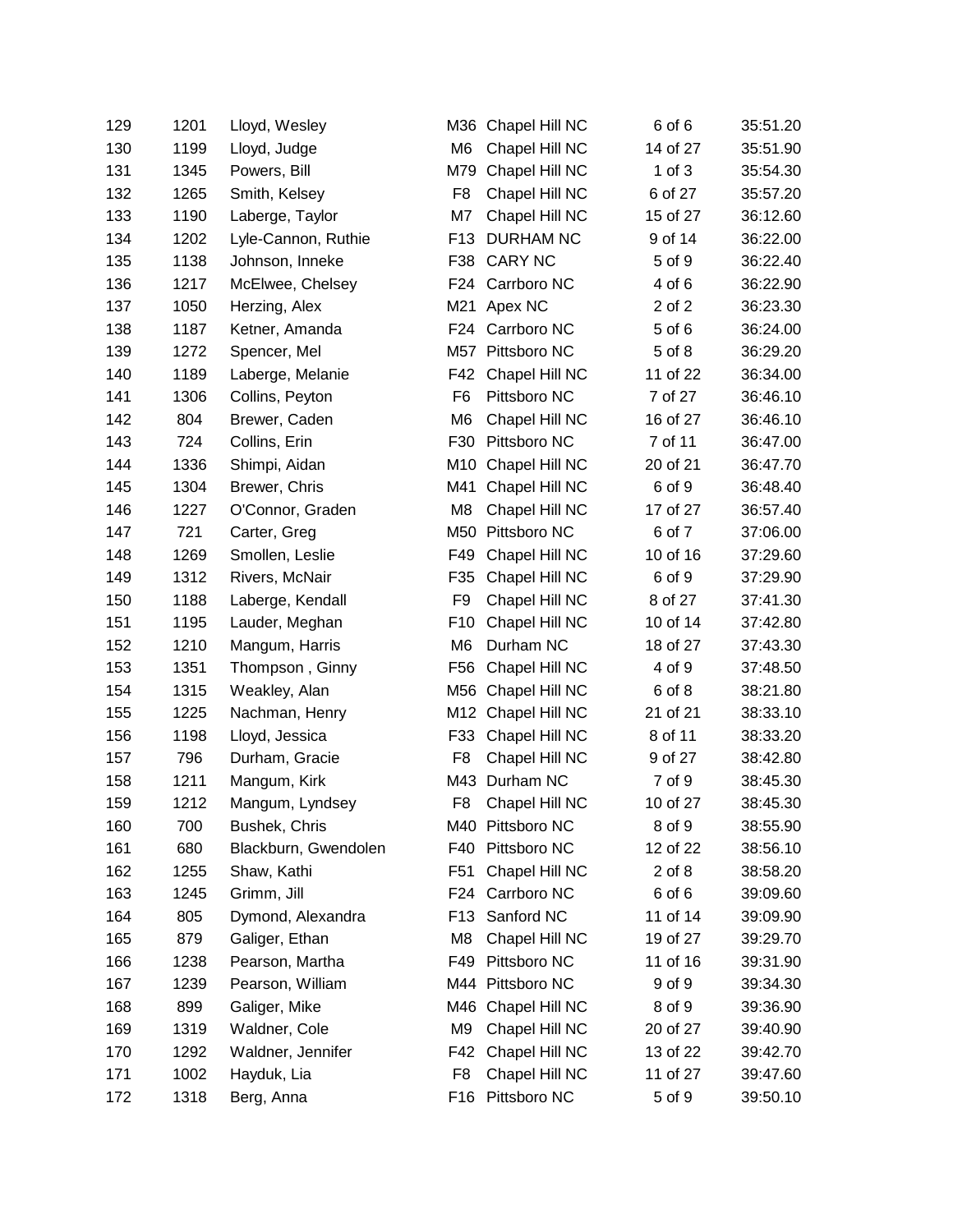| | | | | | | |
|---|---|---|---|---|---|---|
| 129 | 1201 | Lloyd, Wesley | M36 | Chapel Hill NC | 6 of 6 | 35:51.20 |
| 130 | 1199 | Lloyd, Judge | M6 | Chapel Hill NC | 14 of 27 | 35:51.90 |
| 131 | 1345 | Powers, Bill | M79 | Chapel Hill NC | 1 of 3 | 35:54.30 |
| 132 | 1265 | Smith, Kelsey | F8 | Chapel Hill NC | 6 of 27 | 35:57.20 |
| 133 | 1190 | Laberge, Taylor | M7 | Chapel Hill NC | 15 of 27 | 36:12.60 |
| 134 | 1202 | Lyle-Cannon, Ruthie | F13 | DURHAM NC | 9 of 14 | 36:22.00 |
| 135 | 1138 | Johnson, Inneke | F38 | CARY NC | 5 of 9 | 36:22.40 |
| 136 | 1217 | McElwee, Chelsey | F24 | Carrboro NC | 4 of 6 | 36:22.90 |
| 137 | 1050 | Herzing, Alex | M21 | Apex NC | 2 of 2 | 36:23.30 |
| 138 | 1187 | Ketner, Amanda | F24 | Carrboro NC | 5 of 6 | 36:24.00 |
| 139 | 1272 | Spencer, Mel | M57 | Pittsboro NC | 5 of 8 | 36:29.20 |
| 140 | 1189 | Laberge, Melanie | F42 | Chapel Hill NC | 11 of 22 | 36:34.00 |
| 141 | 1306 | Collins, Peyton | F6 | Pittsboro NC | 7 of 27 | 36:46.10 |
| 142 | 804 | Brewer, Caden | M6 | Chapel Hill NC | 16 of 27 | 36:46.10 |
| 143 | 724 | Collins, Erin | F30 | Pittsboro NC | 7 of 11 | 36:47.00 |
| 144 | 1336 | Shimpi, Aidan | M10 | Chapel Hill NC | 20 of 21 | 36:47.70 |
| 145 | 1304 | Brewer, Chris | M41 | Chapel Hill NC | 6 of 9 | 36:48.40 |
| 146 | 1227 | O'Connor, Graden | M8 | Chapel Hill NC | 17 of 27 | 36:57.40 |
| 147 | 721 | Carter, Greg | M50 | Pittsboro NC | 6 of 7 | 37:06.00 |
| 148 | 1269 | Smollen, Leslie | F49 | Chapel Hill NC | 10 of 16 | 37:29.60 |
| 149 | 1312 | Rivers, McNair | F35 | Chapel Hill NC | 6 of 9 | 37:29.90 |
| 150 | 1188 | Laberge, Kendall | F9 | Chapel Hill NC | 8 of 27 | 37:41.30 |
| 151 | 1195 | Lauder, Meghan | F10 | Chapel Hill NC | 10 of 14 | 37:42.80 |
| 152 | 1210 | Mangum, Harris | M6 | Durham NC | 18 of 27 | 37:43.30 |
| 153 | 1351 | Thompson , Ginny | F56 | Chapel Hill NC | 4 of 9 | 37:48.50 |
| 154 | 1315 | Weakley, Alan | M56 | Chapel Hill NC | 6 of 8 | 38:21.80 |
| 155 | 1225 | Nachman, Henry | M12 | Chapel Hill NC | 21 of 21 | 38:33.10 |
| 156 | 1198 | Lloyd, Jessica | F33 | Chapel Hill NC | 8 of 11 | 38:33.20 |
| 157 | 796 | Durham, Gracie | F8 | Chapel Hill NC | 9 of 27 | 38:42.80 |
| 158 | 1211 | Mangum, Kirk | M43 | Durham NC | 7 of 9 | 38:45.30 |
| 159 | 1212 | Mangum, Lyndsey | F8 | Chapel Hill NC | 10 of 27 | 38:45.30 |
| 160 | 700 | Bushek, Chris | M40 | Pittsboro NC | 8 of 9 | 38:55.90 |
| 161 | 680 | Blackburn, Gwendolen | F40 | Pittsboro NC | 12 of 22 | 38:56.10 |
| 162 | 1255 | Shaw, Kathi | F51 | Chapel Hill NC | 2 of 8 | 38:58.20 |
| 163 | 1245 | Grimm, Jill | F24 | Carrboro NC | 6 of 6 | 39:09.60 |
| 164 | 805 | Dymond, Alexandra | F13 | Sanford NC | 11 of 14 | 39:09.90 |
| 165 | 879 | Galiger, Ethan | M8 | Chapel Hill NC | 19 of 27 | 39:29.70 |
| 166 | 1238 | Pearson, Martha | F49 | Pittsboro NC | 11 of 16 | 39:31.90 |
| 167 | 1239 | Pearson, William | M44 | Pittsboro NC | 9 of 9 | 39:34.30 |
| 168 | 899 | Galiger, Mike | M46 | Chapel Hill NC | 8 of 9 | 39:36.90 |
| 169 | 1319 | Waldner, Cole | M9 | Chapel Hill NC | 20 of 27 | 39:40.90 |
| 170 | 1292 | Waldner, Jennifer | F42 | Chapel Hill NC | 13 of 22 | 39:42.70 |
| 171 | 1002 | Hayduk, Lia | F8 | Chapel Hill NC | 11 of 27 | 39:47.60 |
| 172 | 1318 | Berg, Anna | F16 | Pittsboro NC | 5 of 9 | 39:50.10 |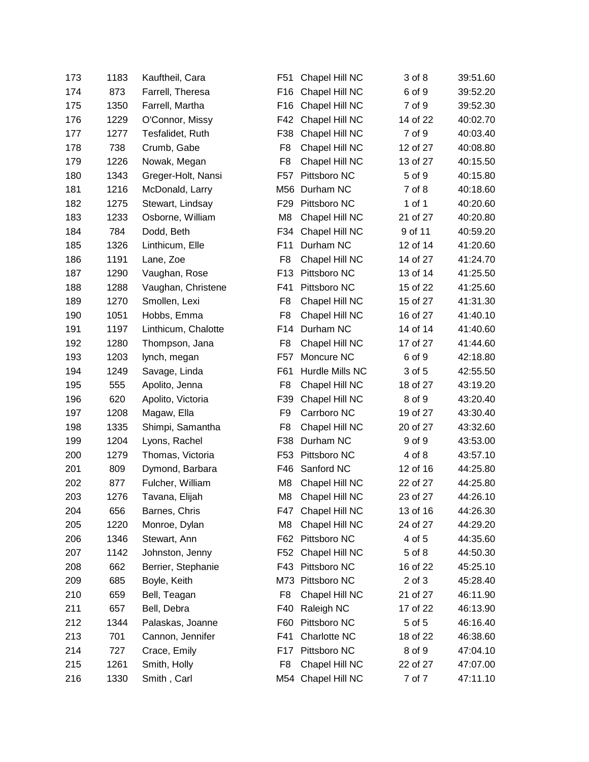| | | | | | | |
|---|---|---|---|---|---|---|
| 173 | 1183 | Kauftheil, Cara | F51 | Chapel Hill NC | 3 of 8 | 39:51.60 |
| 174 | 873 | Farrell, Theresa | F16 | Chapel Hill NC | 6 of 9 | 39:52.20 |
| 175 | 1350 | Farrell, Martha | F16 | Chapel Hill NC | 7 of 9 | 39:52.30 |
| 176 | 1229 | O'Connor, Missy | F42 | Chapel Hill NC | 14 of 22 | 40:02.70 |
| 177 | 1277 | Tesfalidet, Ruth | F38 | Chapel Hill NC | 7 of 9 | 40:03.40 |
| 178 | 738 | Crumb, Gabe | F8 | Chapel Hill NC | 12 of 27 | 40:08.80 |
| 179 | 1226 | Nowak, Megan | F8 | Chapel Hill NC | 13 of 27 | 40:15.50 |
| 180 | 1343 | Greger-Holt, Nansi | F57 | Pittsboro NC | 5 of 9 | 40:15.80 |
| 181 | 1216 | McDonald, Larry | M56 | Durham NC | 7 of 8 | 40:18.60 |
| 182 | 1275 | Stewart, Lindsay | F29 | Pittsboro NC | 1 of 1 | 40:20.60 |
| 183 | 1233 | Osborne, William | M8 | Chapel Hill NC | 21 of 27 | 40:20.80 |
| 184 | 784 | Dodd, Beth | F34 | Chapel Hill NC | 9 of 11 | 40:59.20 |
| 185 | 1326 | Linthicum, Elle | F11 | Durham NC | 12 of 14 | 41:20.60 |
| 186 | 1191 | Lane, Zoe | F8 | Chapel Hill NC | 14 of 27 | 41:24.70 |
| 187 | 1290 | Vaughan, Rose | F13 | Pittsboro NC | 13 of 14 | 41:25.50 |
| 188 | 1288 | Vaughan, Christene | F41 | Pittsboro NC | 15 of 22 | 41:25.60 |
| 189 | 1270 | Smollen, Lexi | F8 | Chapel Hill NC | 15 of 27 | 41:31.30 |
| 190 | 1051 | Hobbs, Emma | F8 | Chapel Hill NC | 16 of 27 | 41:40.10 |
| 191 | 1197 | Linthicum, Chalotte | F14 | Durham NC | 14 of 14 | 41:40.60 |
| 192 | 1280 | Thompson, Jana | F8 | Chapel Hill NC | 17 of 27 | 41:44.60 |
| 193 | 1203 | lynch, megan | F57 | Moncure NC | 6 of 9 | 42:18.80 |
| 194 | 1249 | Savage, Linda | F61 | Hurdle Mills NC | 3 of 5 | 42:55.50 |
| 195 | 555 | Apolito, Jenna | F8 | Chapel Hill NC | 18 of 27 | 43:19.20 |
| 196 | 620 | Apolito, Victoria | F39 | Chapel Hill NC | 8 of 9 | 43:20.40 |
| 197 | 1208 | Magaw, Ella | F9 | Carrboro NC | 19 of 27 | 43:30.40 |
| 198 | 1335 | Shimpi, Samantha | F8 | Chapel Hill NC | 20 of 27 | 43:32.60 |
| 199 | 1204 | Lyons, Rachel | F38 | Durham NC | 9 of 9 | 43:53.00 |
| 200 | 1279 | Thomas, Victoria | F53 | Pittsboro NC | 4 of 8 | 43:57.10 |
| 201 | 809 | Dymond, Barbara | F46 | Sanford NC | 12 of 16 | 44:25.80 |
| 202 | 877 | Fulcher, William | M8 | Chapel Hill NC | 22 of 27 | 44:25.80 |
| 203 | 1276 | Tavana, Elijah | M8 | Chapel Hill NC | 23 of 27 | 44:26.10 |
| 204 | 656 | Barnes, Chris | F47 | Chapel Hill NC | 13 of 16 | 44:26.30 |
| 205 | 1220 | Monroe, Dylan | M8 | Chapel Hill NC | 24 of 27 | 44:29.20 |
| 206 | 1346 | Stewart, Ann | F62 | Pittsboro NC | 4 of 5 | 44:35.60 |
| 207 | 1142 | Johnston, Jenny | F52 | Chapel Hill NC | 5 of 8 | 44:50.30 |
| 208 | 662 | Berrier, Stephanie | F43 | Pittsboro NC | 16 of 22 | 45:25.10 |
| 209 | 685 | Boyle, Keith | M73 | Pittsboro NC | 2 of 3 | 45:28.40 |
| 210 | 659 | Bell, Teagan | F8 | Chapel Hill NC | 21 of 27 | 46:11.90 |
| 211 | 657 | Bell, Debra | F40 | Raleigh NC | 17 of 22 | 46:13.90 |
| 212 | 1344 | Palaskas, Joanne | F60 | Pittsboro NC | 5 of 5 | 46:16.40 |
| 213 | 701 | Cannon, Jennifer | F41 | Charlotte NC | 18 of 22 | 46:38.60 |
| 214 | 727 | Crace, Emily | F17 | Pittsboro NC | 8 of 9 | 47:04.10 |
| 215 | 1261 | Smith, Holly | F8 | Chapel Hill NC | 22 of 27 | 47:07.00 |
| 216 | 1330 | Smith , Carl | M54 | Chapel Hill NC | 7 of 7 | 47:11.10 |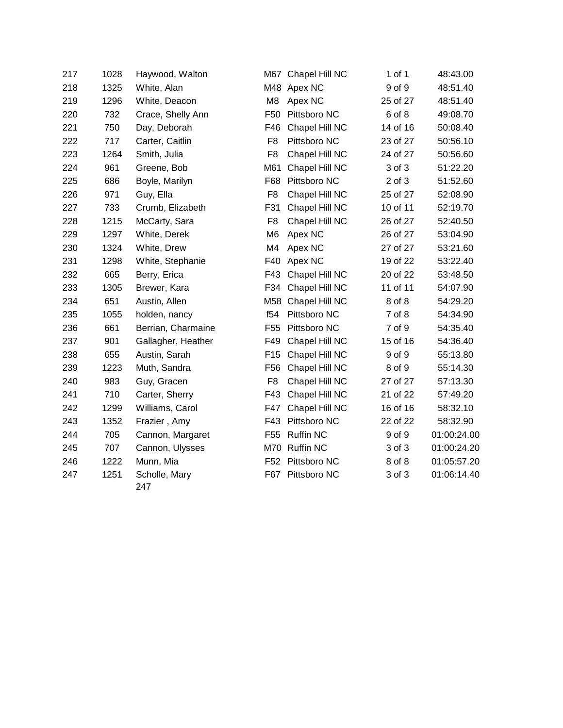| | | | | | | |
|---|---|---|---|---|---|---|
| 217 | 1028 | Haywood, Walton | M67 | Chapel Hill NC | 1 of 1 | 48:43.00 |
| 218 | 1325 | White, Alan | M48 | Apex NC | 9 of 9 | 48:51.40 |
| 219 | 1296 | White, Deacon | M8 | Apex NC | 25 of 27 | 48:51.40 |
| 220 | 732 | Crace, Shelly Ann | F50 | Pittsboro NC | 6 of 8 | 49:08.70 |
| 221 | 750 | Day, Deborah | F46 | Chapel Hill NC | 14 of 16 | 50:08.40 |
| 222 | 717 | Carter, Caitlin | F8 | Pittsboro NC | 23 of 27 | 50:56.10 |
| 223 | 1264 | Smith, Julia | F8 | Chapel Hill NC | 24 of 27 | 50:56.60 |
| 224 | 961 | Greene, Bob | M61 | Chapel Hill NC | 3 of 3 | 51:22.20 |
| 225 | 686 | Boyle, Marilyn | F68 | Pittsboro NC | 2 of 3 | 51:52.60 |
| 226 | 971 | Guy, Ella | F8 | Chapel Hill NC | 25 of 27 | 52:08.90 |
| 227 | 733 | Crumb, Elizabeth | F31 | Chapel Hill NC | 10 of 11 | 52:19.70 |
| 228 | 1215 | McCarty, Sara | F8 | Chapel Hill NC | 26 of 27 | 52:40.50 |
| 229 | 1297 | White, Derek | M6 | Apex NC | 26 of 27 | 53:04.90 |
| 230 | 1324 | White, Drew | M4 | Apex NC | 27 of 27 | 53:21.60 |
| 231 | 1298 | White, Stephanie | F40 | Apex NC | 19 of 22 | 53:22.40 |
| 232 | 665 | Berry, Erica | F43 | Chapel Hill NC | 20 of 22 | 53:48.50 |
| 233 | 1305 | Brewer, Kara | F34 | Chapel Hill NC | 11 of 11 | 54:07.90 |
| 234 | 651 | Austin, Allen | M58 | Chapel Hill NC | 8 of 8 | 54:29.20 |
| 235 | 1055 | holden, nancy | f54 | Pittsboro NC | 7 of 8 | 54:34.90 |
| 236 | 661 | Berrian, Charmaine | F55 | Pittsboro NC | 7 of 9 | 54:35.40 |
| 237 | 901 | Gallagher, Heather | F49 | Chapel Hill NC | 15 of 16 | 54:36.40 |
| 238 | 655 | Austin, Sarah | F15 | Chapel Hill NC | 9 of 9 | 55:13.80 |
| 239 | 1223 | Muth, Sandra | F56 | Chapel Hill NC | 8 of 9 | 55:14.30 |
| 240 | 983 | Guy, Gracen | F8 | Chapel Hill NC | 27 of 27 | 57:13.30 |
| 241 | 710 | Carter, Sherry | F43 | Chapel Hill NC | 21 of 22 | 57:49.20 |
| 242 | 1299 | Williams, Carol | F47 | Chapel Hill NC | 16 of 16 | 58:32.10 |
| 243 | 1352 | Frazier , Amy | F43 | Pittsboro NC | 22 of 22 | 58:32.90 |
| 244 | 705 | Cannon, Margaret | F55 | Ruffin NC | 9 of 9 | 01:00:24.00 |
| 245 | 707 | Cannon, Ulysses | M70 | Ruffin NC | 3 of 3 | 01:00:24.20 |
| 246 | 1222 | Munn, Mia | F52 | Pittsboro NC | 8 of 8 | 01:05:57.20 |
| 247 | 1251 | Scholle, Mary | F67 | Pittsboro NC | 3 of 3 | 01:06:14.40 |
| | | 247 | | | | |